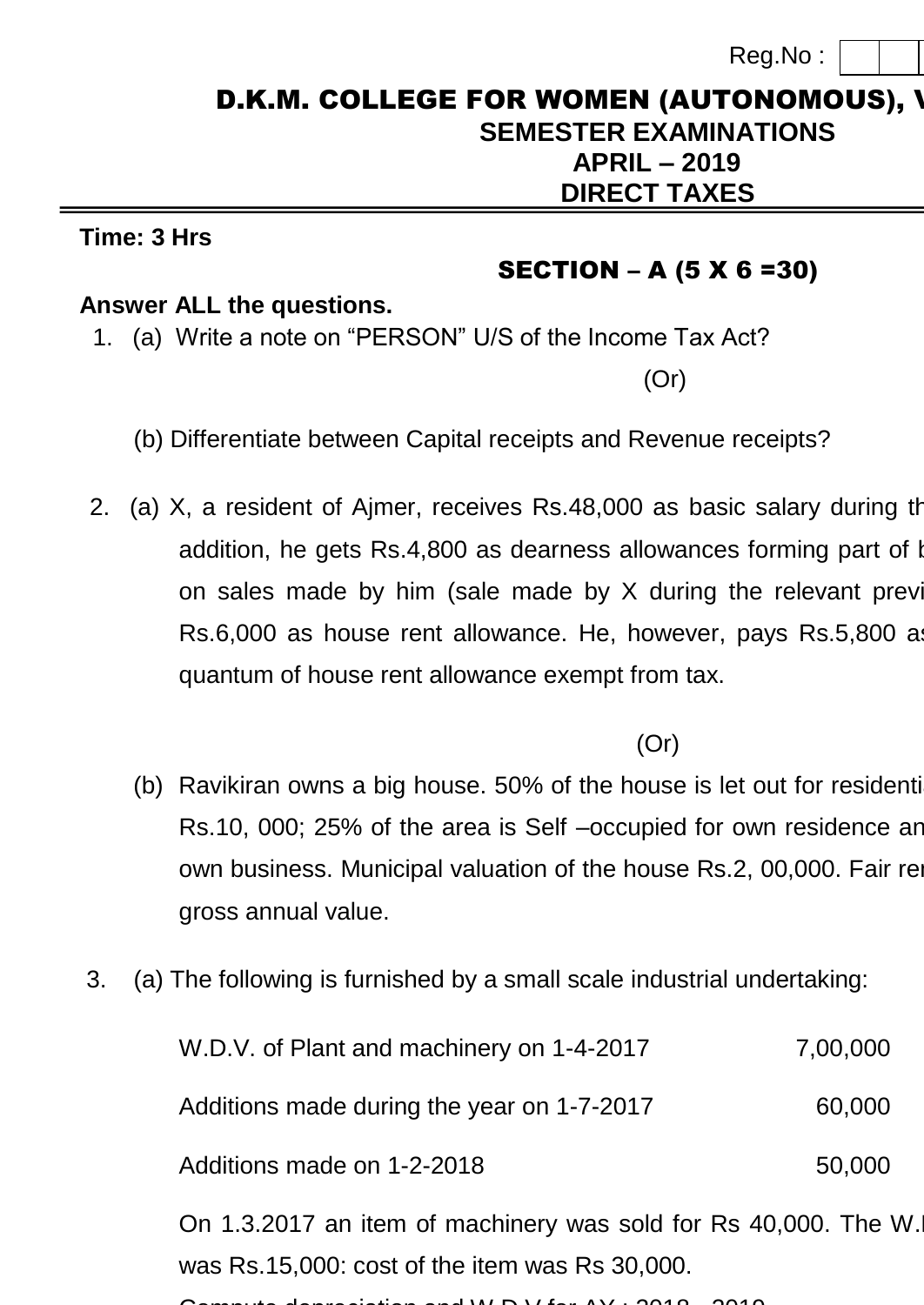Reg.No :

# D.K.M. COLLEGE FOR WOMEN (AUTONOMOUS), V

## SEMESTER EXAMINATIONS

## APRIL – 2019

## DIRECT TAXES

**Time: 3 Hrs**

### SECTION – A (5 X 6 =30)

**Answer ALL the questions.**

1. (a) Write a note on "PERSON" U/S of the Income Tax Act?

(Or)

(b) Differentiate between Capital receipts and Revenue receipts?

2. (a) X, a resident of Ajmer, receives Rs.48,000 as basic salary during th addition, he gets Rs.4,800 as dearness allowances forming part of b on sales made by him (sale made by X during the relevant previ Rs.6,000 as house rent allowance. He, however, pays Rs.5,800 as quantum of house rent allowance exempt from tax.

(Or)

(b) Ravikiran owns a big house. 50% of the house is let out for residenti Rs.10, 000; 25% of the area is Self –occupied for own residence an own business. Municipal valuation of the house Rs.2, 00,000. Fair ren gross annual value.

3. (a) The following is furnished by a small scale industrial undertaking:

| | |
|---|---|
| W.D.V. of Plant and machinery on 1-4-2017 | 7,00,000 |
| Additions made during the year on 1-7-2017 | 60,000 |
| Additions made on 1-2-2018 | 50,000 |

On 1.3.2017 an item of machinery was sold for Rs 40,000. The W.D was Rs.15,000: cost of the item was Rs 30,000.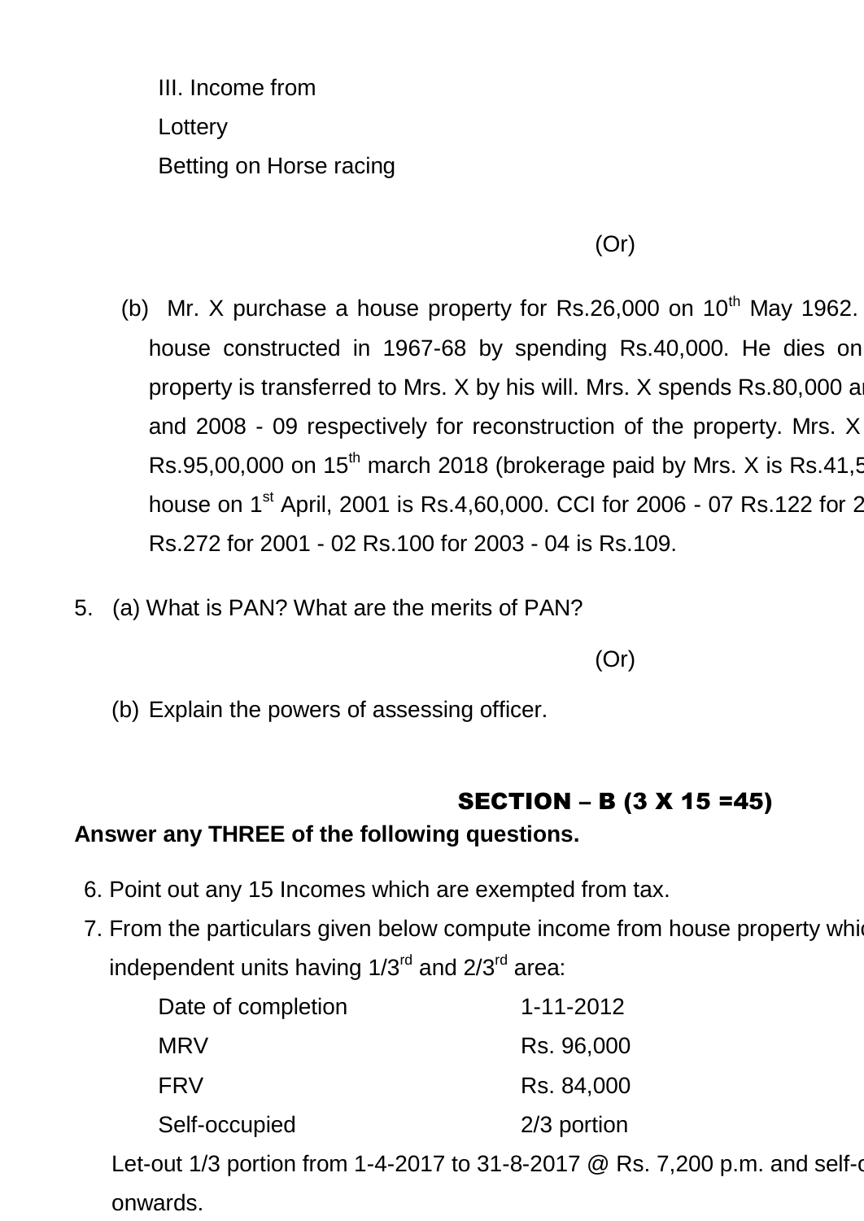III. Income from

Lottery

Betting on Horse racing

(Or)

(b) Mr. X purchase a house property for Rs.26,000 on 10th May 1962. house constructed in 1967-68 by spending Rs.40,000. He dies on property is transferred to Mrs. X by his will. Mrs. X spends Rs.80,000 a and 2008 - 09 respectively for reconstruction of the property. Mrs. X Rs.95,00,000 on 15th march 2018 (brokerage paid by Mrs. X is Rs.41,5 house on 1st April, 2001 is Rs.4,60,000. CCI for 2006 - 07 Rs.122 for 2 Rs.272 for 2001 - 02 Rs.100 for 2003 - 04 is Rs.109.

5. (a) What is PAN? What are the merits of PAN?

(Or)

(b) Explain the powers of assessing officer.

## SECTION – B (3 X 15 =45)

**Answer any THREE of the following questions.**

6. Point out any 15 Incomes which are exempted from tax.
7. From the particulars given below compute income from house property whi independent units having 1/3rd and 2/3rd area:

| | |
|---|---|
| Date of completion | 1-11-2012 |
| MRV | Rs. 96,000 |
| FRV | Rs. 84,000 |
| Self-occupied | 2/3 portion |

Let-out 1/3 portion from 1-4-2017 to 31-8-2017 @ Rs. 7,200 p.m. and self-o onwards.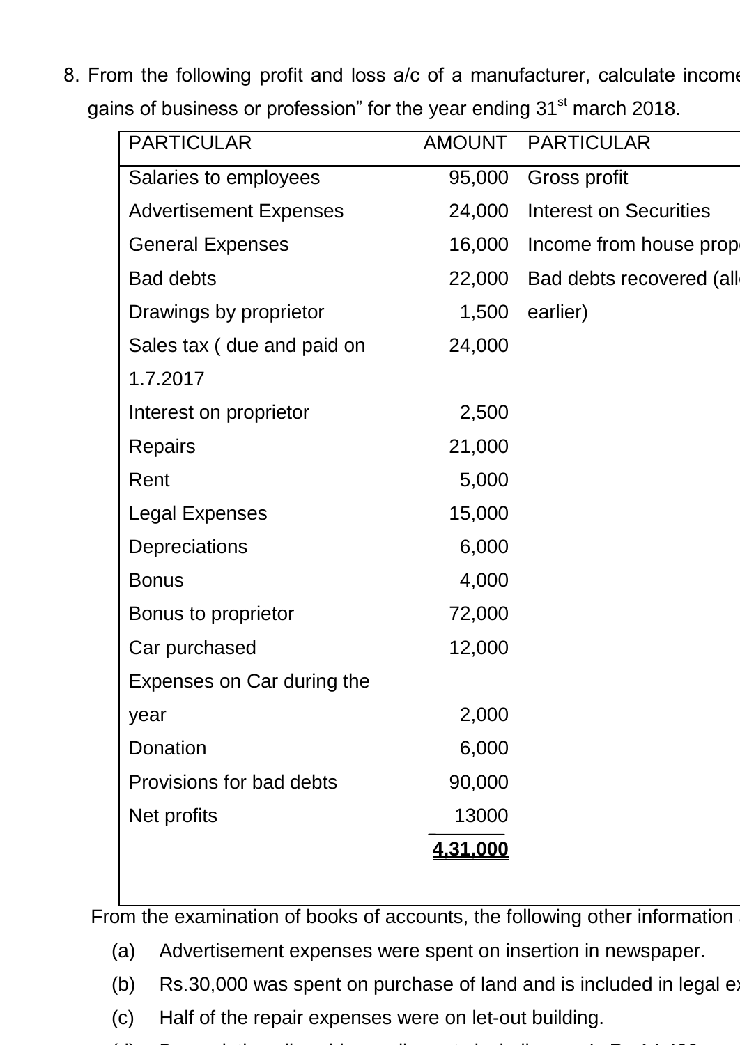8. From the following profit and loss a/c of a manufacturer, calculate income gains of business or profession" for the year ending 31st march 2018.

| PARTICULAR | AMOUNT | PARTICULAR |
|---|---|---|
| Salaries to employees | 95,000 | Gross profit |
| Advertisement Expenses | 24,000 | Interest on Securities |
| General Expenses | 16,000 | Income from house prop |
| Bad debts | 22,000 | Bad debts recovered (all |
| Drawings by proprietor | 1,500 | earlier) |
| Sales tax ( due and paid on 1.7.2017 | 24,000 | |
| Interest on proprietor | 2,500 | |
| Repairs | 21,000 | |
| Rent | 5,000 | |
| Legal Expenses | 15,000 | |
| Depreciations | 6,000 | |
| Bonus | 4,000 | |
| Bonus to proprietor | 72,000 | |
| Car purchased | 12,000 | |
| Expenses on Car during the year | 2,000 | |
| Donation | 6,000 | |
| Provisions for bad debts | 90,000 | |
| Net profits | 13000 | |
| | **4,31,000** | |

From the examination of books of accounts, the following other information

(a) Advertisement expenses were spent on insertion in newspaper.

(b) Rs.30,000 was spent on purchase of land and is included in legal e

(c) Half of the repair expenses were on let-out building.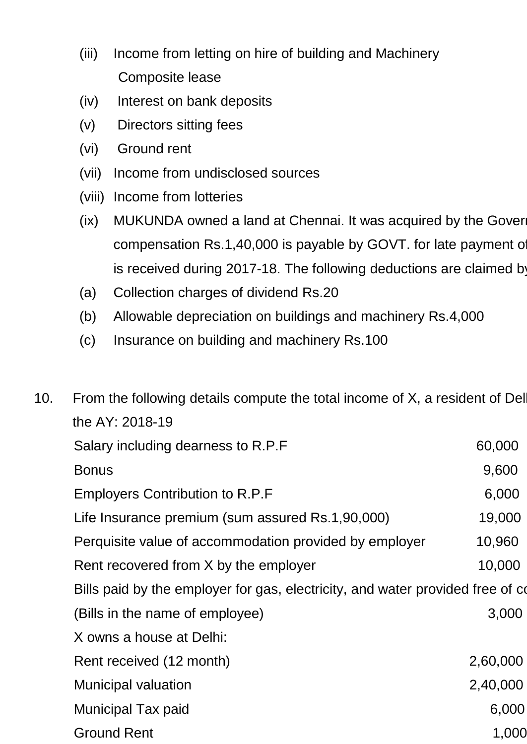(iii) Income from letting on hire of building and Machinery
Composite lease

(iv) Interest on bank deposits

(v) Directors sitting fees

(vi) Ground rent

(vii) Income from undisclosed sources

(viii) Income from lotteries

(ix) MUKUNDA owned a land at Chennai. It was acquired by the Govern
compensation Rs.1,40,000 is payable by GOVT. for late payment of
is received during 2017-18. The following deductions are claimed by

(a) Collection charges of dividend Rs.20

(b) Allowable depreciation on buildings and machinery Rs.4,000

(c) Insurance on building and machinery Rs.100

10. From the following details compute the total income of X, a resident of Dell
the AY: 2018-19

| | |
|---|---|
| Salary including dearness to R.P.F | 60,000 |
| Bonus | 9,600 |
| Employers Contribution to R.P.F | 6,000 |
| Life Insurance premium (sum assured Rs.1,90,000) | 19,000 |
| Perquisite value of accommodation provided by employer | 10,960 |
| Rent recovered from X by the employer | 10,000 |
| Bills paid by the employer for gas, electricity, and water provided free of co | |
| (Bills in the name of employee) | 3,000 |
| X owns a house at Delhi: | |
| Rent received (12 month) | 2,60,000 |
| Municipal valuation | 2,40,000 |
| Municipal Tax paid | 6,000 |
| Ground Rent | 1,000 |